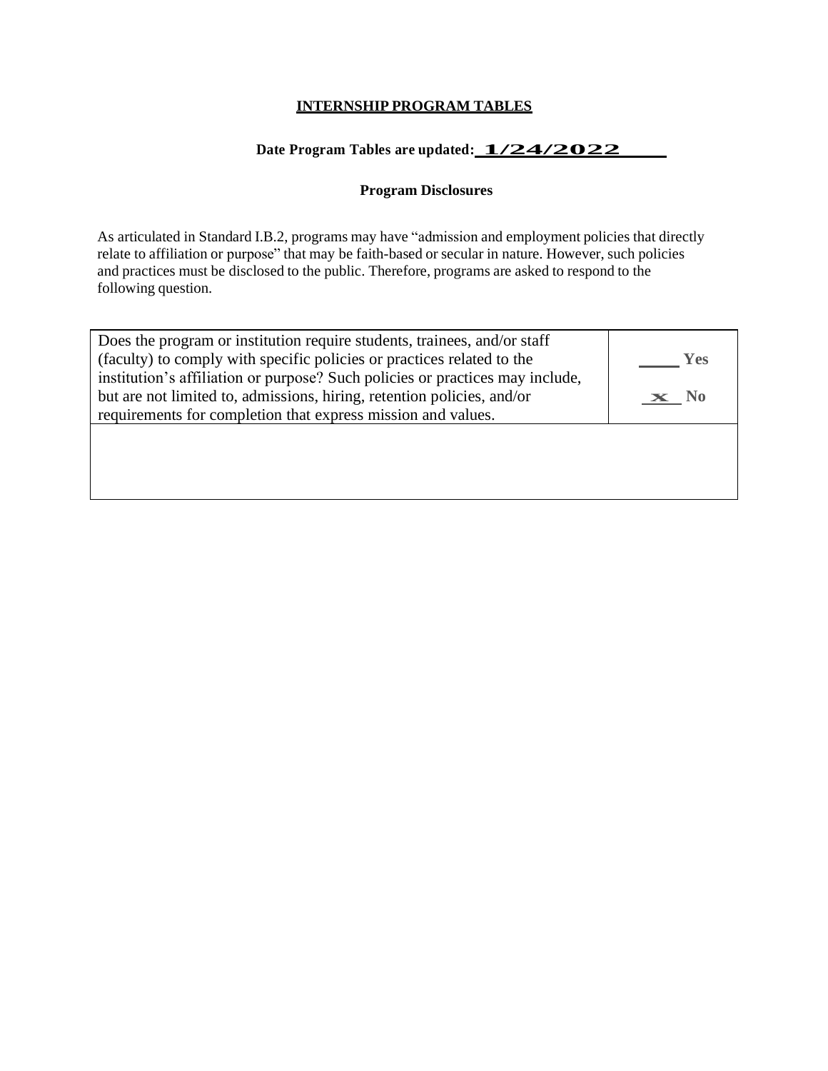**INTERNSHIP PROGRAM TABLES**

**Date Program Tables are updated: 1/24/2022**

**Program Disclosures**

As articulated in Standard I.B.2, programs may have "admission and employment policies that directly relate to affiliation or purpose" that may be faith-based or secular in nature. However, such policies and practices must be disclosed to the public. Therefore, programs are asked to respond to the following question.

| Does the program or institution require students, trainees, and/or staff (faculty) to comply with specific policies or practices related to the institution's affiliation or purpose? Such policies or practices may include, but are not limited to, admissions, hiring, retention policies, and/or requirements for completion that express mission and values. | ____ **Yes**<br><br>_x_ **No** |
|---|---|
| | |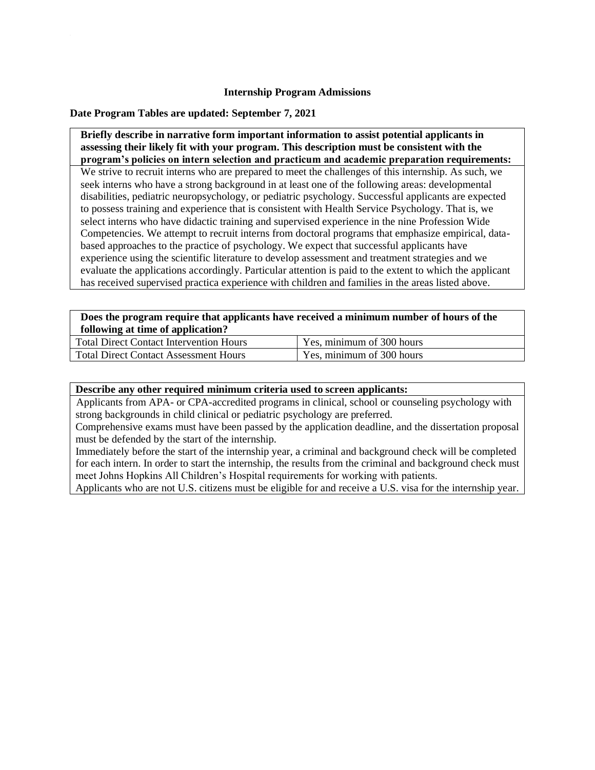## Internship Program Admissions

**Date Program Tables are updated: September 7, 2021**

| **Briefly describe in narrative form important information to assist potential applicants in assessing their likely fit with your program. This description must be consistent with the program's policies on intern selection and practicum and academic preparation requirements:** |
|---|
| We strive to recruit interns who are prepared to meet the challenges of this internship. As such, we seek interns who have a strong background in at least one of the following areas: developmental disabilities, pediatric neuropsychology, or pediatric psychology. Successful applicants are expected to possess training and experience that is consistent with Health Service Psychology. That is, we select interns who have didactic training and supervised experience in the nine Profession Wide Competencies. We attempt to recruit interns from doctoral programs that emphasize empirical, data-based approaches to the practice of psychology. We expect that successful applicants have experience using the scientific literature to develop assessment and treatment strategies and we evaluate the applications accordingly. Particular attention is paid to the extent to which the applicant has received supervised practica experience with children and families in the areas listed above. |

| **Does the program require that applicants have received a minimum number of hours of the following at time of application?** | |
|---|---|
| Total Direct Contact Intervention Hours | Yes, minimum of 300 hours |
| Total Direct Contact Assessment Hours | Yes, minimum of 300 hours |

| **Describe any other required minimum criteria used to screen applicants:** |
|---|
| Applicants from APA- or CPA-accredited programs in clinical, school or counseling psychology with strong backgrounds in child clinical or pediatric psychology are preferred. Comprehensive exams must have been passed by the application deadline, and the dissertation proposal must be defended by the start of the internship. Immediately before the start of the internship year, a criminal and background check will be completed for each intern. In order to start the internship, the results from the criminal and background check must meet Johns Hopkins All Children's Hospital requirements for working with patients. Applicants who are not U.S. citizens must be eligible for and receive a U.S. visa for the internship year. |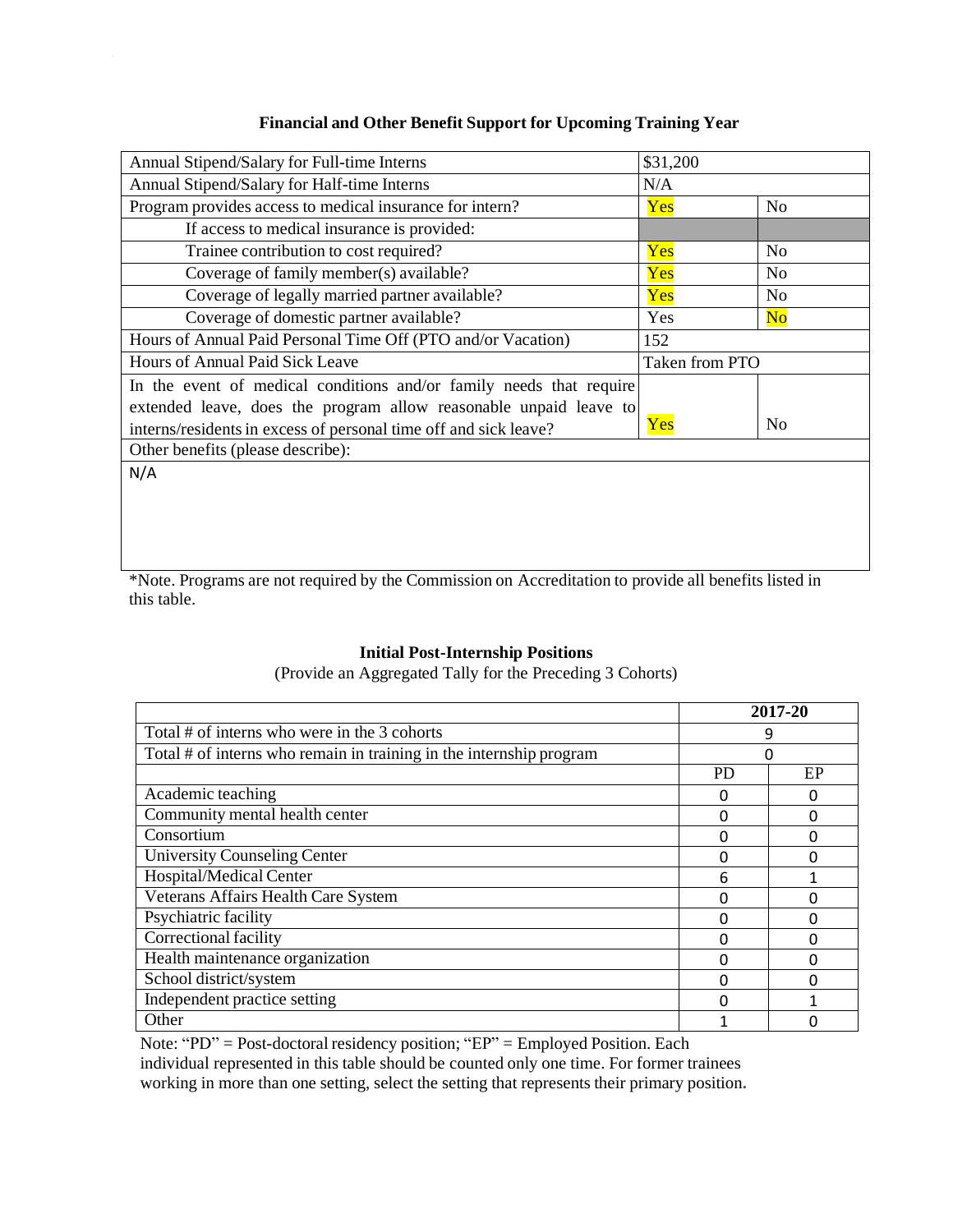**Financial and Other Benefit Support for Upcoming Training Year**

| | | |
|---|---|---|
| Annual Stipend/Salary for Full-time Interns | $31,200 | |
| Annual Stipend/Salary for Half-time Interns | N/A | |
| Program provides access to medical insurance for intern? | Yes | No |
| If access to medical insurance is provided: | | |
| Trainee contribution to cost required? | Yes | No |
| Coverage of family member(s) available? | Yes | No |
| Coverage of legally married partner available? | Yes | No |
| Coverage of domestic partner available? | Yes | No |
| Hours of Annual Paid Personal Time Off (PTO and/or Vacation) | 152 | |
| Hours of Annual Paid Sick Leave | Taken from PTO | |
| In the event of medical conditions and/or family needs that require extended leave, does the program allow reasonable unpaid leave to interns/residents in excess of personal time off and sick leave? | Yes | No |
| Other benefits (please describe): | | |
| N/A | | |

*Note. Programs are not required by the Commission on Accreditation to provide all benefits listed in this table.

**Initial Post-Internship Positions**

(Provide an Aggregated Tally for the Preceding 3 Cohorts)

| | 2017-20 | |
|---|---|---|
| Total # of interns who were in the 3 cohorts | 9 | |
| Total # of interns who remain in training in the internship program | 0 | |
| | PD | EP |
| Academic teaching | 0 | 0 |
| Community mental health center | 0 | 0 |
| Consortium | 0 | 0 |
| University Counseling Center | 0 | 0 |
| Hospital/Medical Center | 6 | 1 |
| Veterans Affairs Health Care System | 0 | 0 |
| Psychiatric facility | 0 | 0 |
| Correctional facility | 0 | 0 |
| Health maintenance organization | 0 | 0 |
| School district/system | 0 | 0 |
| Independent practice setting | 0 | 1 |
| Other | 1 | 0 |

Note: "PD" = Post-doctoral residency position; "EP" = Employed Position. Each individual represented in this table should be counted only one time. For former trainees working in more than one setting, select the setting that represents their primary position.